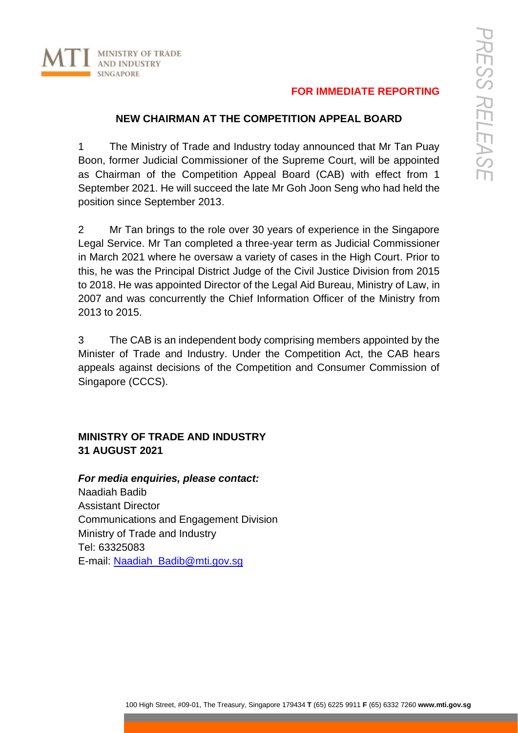MINISTRY OF TRADE AND INDUSTRY SINGAPORE

**FOR IMMEDIATE REPORTING**

PRESS RELEASE

## NEW CHAIRMAN AT THE COMPETITION APPEAL BOARD

1 The Ministry of Trade and Industry today announced that Mr Tan Puay Boon, former Judicial Commissioner of the Supreme Court, will be appointed as Chairman of the Competition Appeal Board (CAB) with effect from 1 September 2021. He will succeed the late Mr Goh Joon Seng who had held the position since September 2013.

2 Mr Tan brings to the role over 30 years of experience in the Singapore Legal Service. Mr Tan completed a three-year term as Judicial Commissioner in March 2021 where he oversaw a variety of cases in the High Court. Prior to this, he was the Principal District Judge of the Civil Justice Division from 2015 to 2018. He was appointed Director of the Legal Aid Bureau, Ministry of Law, in 2007 and was concurrently the Chief Information Officer of the Ministry from 2013 to 2015.

3 The CAB is an independent body comprising members appointed by the Minister of Trade and Industry. Under the Competition Act, the CAB hears appeals against decisions of the Competition and Consumer Commission of Singapore (CCCS).

**MINISTRY OF TRADE AND INDUSTRY**
**31 AUGUST 2021**

***For media enquiries, please contact:***
Naadiah Badib
Assistant Director
Communications and Engagement Division
Ministry of Trade and Industry
Tel: 63325083
E-mail: Naadiah_Badib@mti.gov.sg

100 High Street, #09-01, The Treasury, Singapore 179434 **T** (65) 6225 9911 **F** (65) 6332 7260 **www.mti.gov.sg**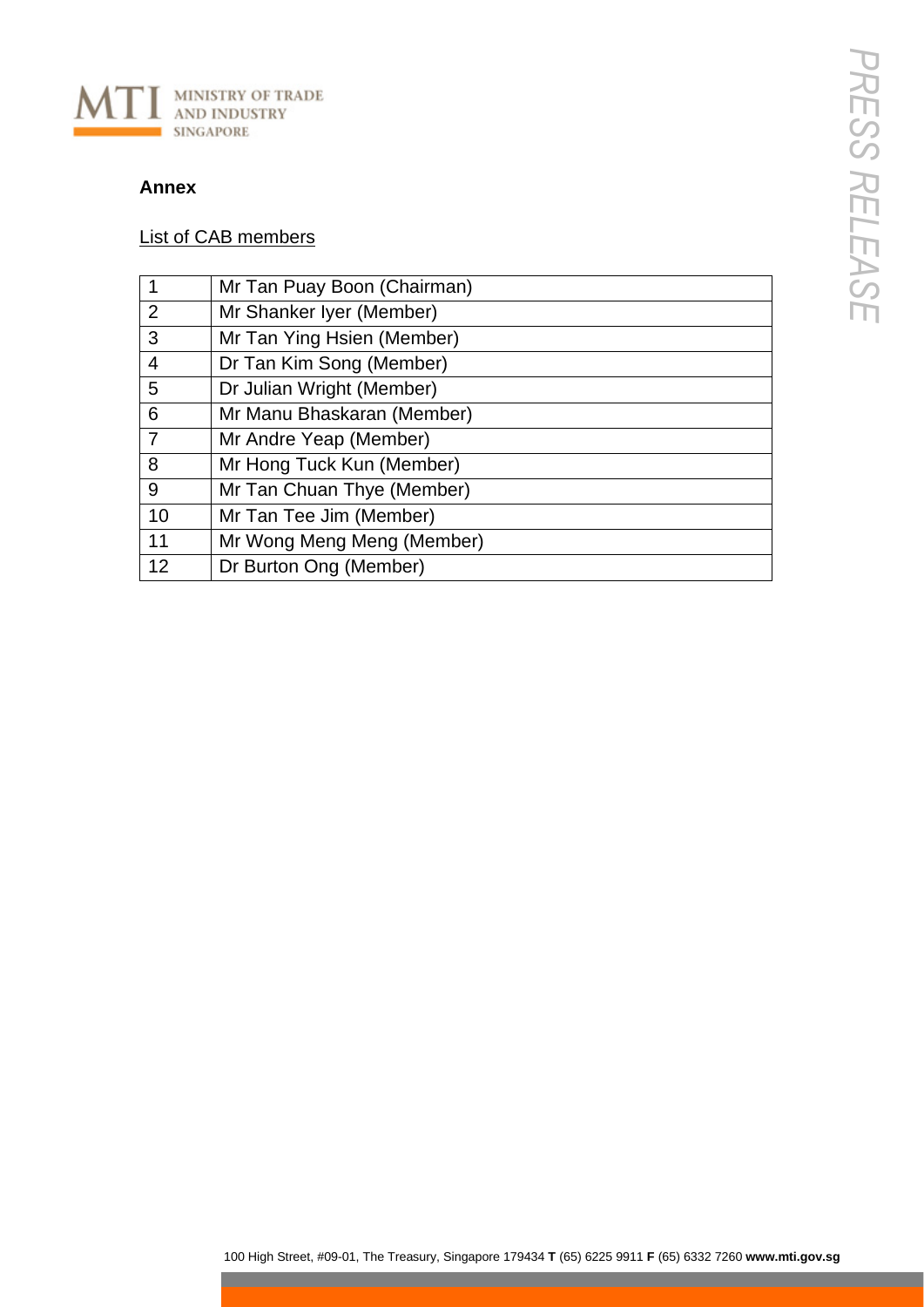**Annex**

<u>List of CAB members</u>

| | |
|---|---|
| 1 | Mr Tan Puay Boon (Chairman) |
| 2 | Mr Shanker Iyer (Member) |
| 3 | Mr Tan Ying Hsien (Member) |
| 4 | Dr Tan Kim Song (Member) |
| 5 | Dr Julian Wright (Member) |
| 6 | Mr Manu Bhaskaran (Member) |
| 7 | Mr Andre Yeap (Member) |
| 8 | Mr Hong Tuck Kun (Member) |
| 9 | Mr Tan Chuan Thye (Member) |
| 10 | Mr Tan Tee Jim (Member) |
| 11 | Mr Wong Meng Meng (Member) |
| 12 | Dr Burton Ong (Member) |